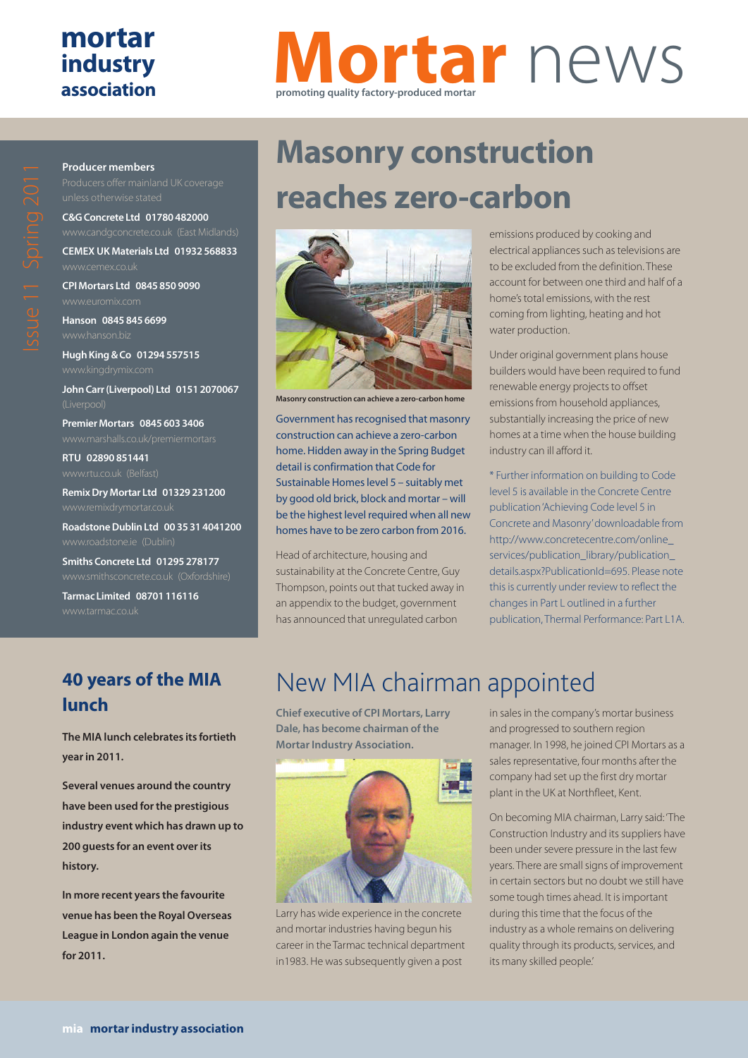# Mortar news

promoting quality factory-produced mortar

**mortar industry association**

Issue 11 Spring 2011

**Producer members**

Producers offer mainland UK coverage unless otherwise stated

**C&G Concrete Ltd 01780 482000**
www.candgconcrete.co.uk (East Midlands)

**CEMEX UK Materials Ltd 01932 568833**
www.cemex.co.uk

**CPI Mortars Ltd 0845 850 9090**
www.euromix.com

**Hanson 0845 845 6699**
www.hanson.biz

**Hugh King & Co 01294 557515**
www.kingdrymix.com

**John Carr (Liverpool) Ltd 0151 2070067**
(Liverpool)

**Premier Mortars 0845 603 3406**
www.marshalls.co.uk/premiermortars

**RTU 02890 851441**
www.rtu.co.uk (Belfast)

**Remix Dry Mortar Ltd 01329 231200**
www.remixdrymortar.co.uk

**Roadstone Dublin Ltd 00 35 31 4041200**
www.roadstone.ie (Dublin)

**Smiths Concrete Ltd 01295 278177**
www.smithsconcrete.co.uk (Oxfordshire)

**Tarmac Limited 08701 116116**
www.tarmac.co.uk

## Masonry construction reaches zero-carbon

**Masonry construction can achieve a zero-carbon home**

Government has recognised that masonry construction can achieve a zero-carbon home. Hidden away in the Spring Budget detail is confirmation that Code for Sustainable Homes level 5 – suitably met by good old brick, block and mortar – will be the highest level required when all new homes have to be zero carbon from 2016.

Head of architecture, housing and sustainability at the Concrete Centre, Guy Thompson, points out that tucked away in an appendix to the budget, government has announced that unregulated carbon emissions produced by cooking and electrical appliances such as televisions are to be excluded from the definition. These account for between one third and half of a home's total emissions, with the rest coming from lighting, heating and hot water production.

Under original government plans house builders would have been required to fund renewable energy projects to offset emissions from household appliances, substantially increasing the price of new homes at a time when the house building industry can ill afford it.

* Further information on building to Code level 5 is available in the Concrete Centre publication 'Achieving Code level 5 in Concrete and Masonry' downloadable from http://www.concretecentre.com/online_services/publication_library/publication_details.aspx?PublicationId=695. Please note this is currently under review to reflect the changes in Part L outlined in a further publication, Thermal Performance: Part L1A.

## 40 years of the MIA lunch

**The MIA lunch celebrates its fortieth year in 2011.**

**Several venues around the country have been used for the prestigious industry event which has drawn up to 200 guests for an event over its history.**

**In more recent years the favourite venue has been the Royal Overseas League in London again the venue for 2011.**

## New MIA chairman appointed

**Chief executive of CPI Mortars, Larry Dale, has become chairman of the Mortar Industry Association.**

Larry has wide experience in the concrete and mortar industries having begun his career in the Tarmac technical department in1983. He was subsequently given a post in sales in the company's mortar business and progressed to southern region manager. In 1998, he joined CPI Mortars as a sales representative, four months after the company had set up the first dry mortar plant in the UK at Northfleet, Kent.

On becoming MIA chairman, Larry said: 'The Construction Industry and its suppliers have been under severe pressure in the last few years. There are small signs of improvement in certain sectors but no doubt we still have some tough times ahead. It is important during this time that the focus of the industry as a whole remains on delivering quality through its products, services, and its many skilled people.'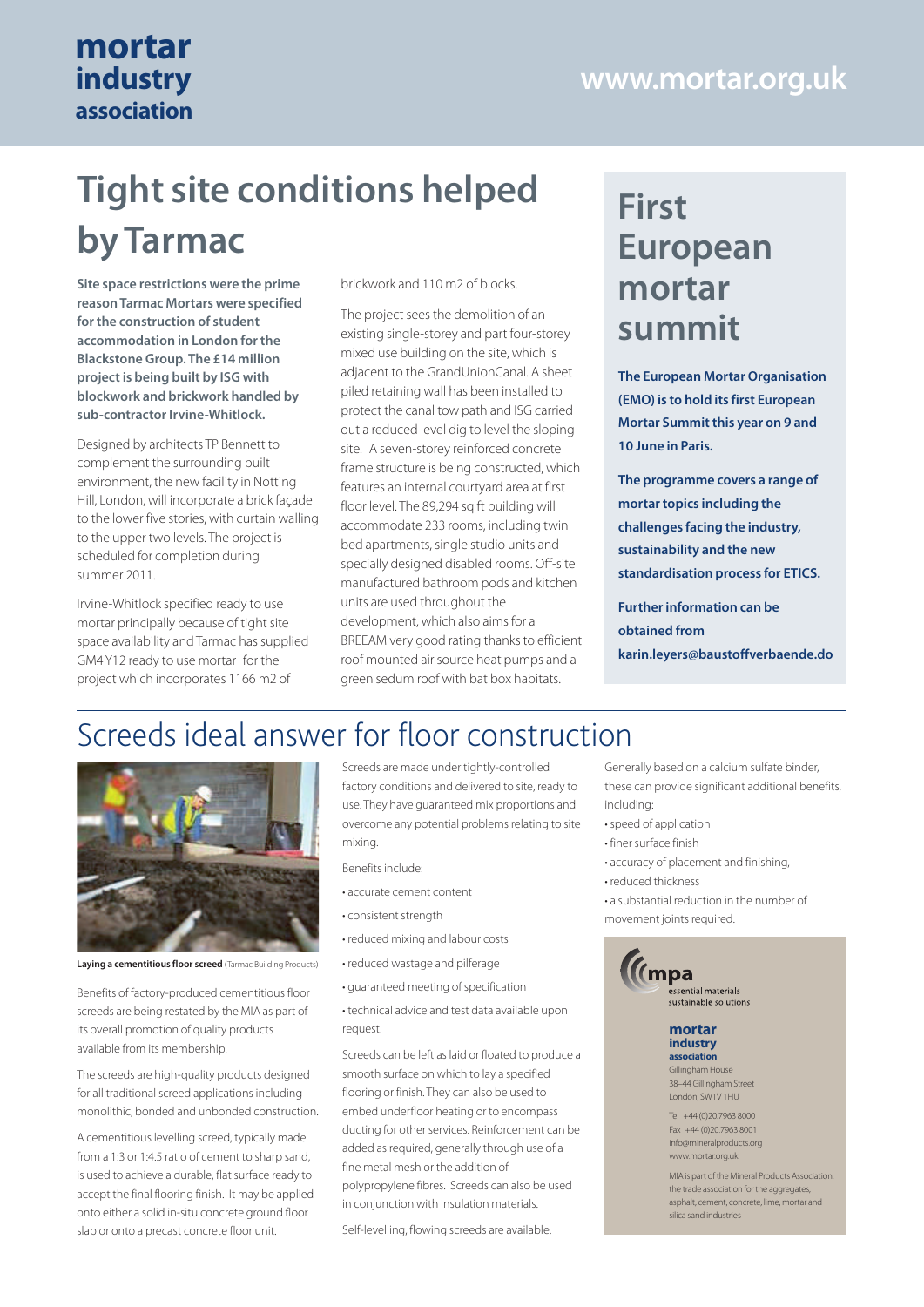# Tight site conditions helped by Tarmac

**Site space restrictions were the prime reason Tarmac Mortars were specified for the construction of student accommodation in London for the Blackstone Group. The £14 million project is being built by ISG with blockwork and brickwork handled by sub-contractor Irvine-Whitlock.**

Designed by architects TP Bennett to complement the surrounding built environment, the new facility in Notting Hill, London, will incorporate a brick façade to the lower five stories, with curtain walling to the upper two levels. The project is scheduled for completion during summer 2011.

Irvine-Whitlock specified ready to use mortar principally because of tight site space availability and Tarmac has supplied GM4 Y12 ready to use mortar for the project which incorporates 1166 m2 of brickwork and 110 m2 of blocks.

The project sees the demolition of an existing single-storey and part four-storey mixed use building on the site, which is adjacent to the GrandUnionCanal. A sheet piled retaining wall has been installed to protect the canal tow path and ISG carried out a reduced level dig to level the sloping site. A seven-storey reinforced concrete frame structure is being constructed, which features an internal courtyard area at first floor level. The 89,294 sq ft building will accommodate 233 rooms, including twin bed apartments, single studio units and specially designed disabled rooms. Off-site manufactured bathroom pods and kitchen units are used throughout the development, which also aims for a BREEAM very good rating thanks to efficient roof mounted air source heat pumps and a green sedum roof with bat box habitats.

## First European mortar summit

**The European Mortar Organisation (EMO) is to hold its first European Mortar Summit this year on 9 and 10 June in Paris.**

**The programme covers a range of mortar topics including the challenges facing the industry, sustainability and the new standardisation process for ETICS.**

**Further information can be obtained from karin.leyers@baustoffverbaende.do**

# Screeds ideal answer for floor construction

**Laying a cementitious floor screed** (Tarmac Building Products)

Benefits of factory-produced cementitious floor screeds are being restated by the MIA as part of its overall promotion of quality products available from its membership.

The screeds are high-quality products designed for all traditional screed applications including monolithic, bonded and unbonded construction.

A cementitious levelling screed, typically made from a 1:3 or 1:4.5 ratio of cement to sharp sand, is used to achieve a durable, flat surface ready to accept the final flooring finish. It may be applied onto either a solid in-situ concrete ground floor slab or onto a precast concrete floor unit.

Screeds are made under tightly-controlled factory conditions and delivered to site, ready to use. They have guaranteed mix proportions and overcome any potential problems relating to site mixing.

Benefits include:

- accurate cement content
- consistent strength
- reduced mixing and labour costs
- reduced wastage and pilferage
- guaranteed meeting of specification
- technical advice and test data available upon request.

Screeds can be left as laid or floated to produce a smooth surface on which to lay a specified flooring or finish. They can also be used to embed underfloor heating or to encompass ducting for other services. Reinforcement can be added as required, generally through use of a fine metal mesh or the addition of polypropylene fibres. Screeds can also be used in conjunction with insulation materials.

Self-levelling, flowing screeds are available. Generally based on a calcium sulfate binder, these can provide significant additional benefits, including:

- speed of application
- finer surface finish
- accuracy of placement and finishing,
- reduced thickness
- a substantial reduction in the number of movement joints required.

mpa
essential materials
sustainable solutions

**mortar industry association**
Gillingham House
38–44 Gillingham Street
London, SW1V 1HU

Tel +44 (0)20 7963 8000
Fax +44 (0)20 7963 8001
info@mineralproducts.org
www.mortar.org.uk

MIA is part of the Mineral Products Association, the trade association for the aggregates, asphalt, cement, concrete, lime, mortar and silica sand industries